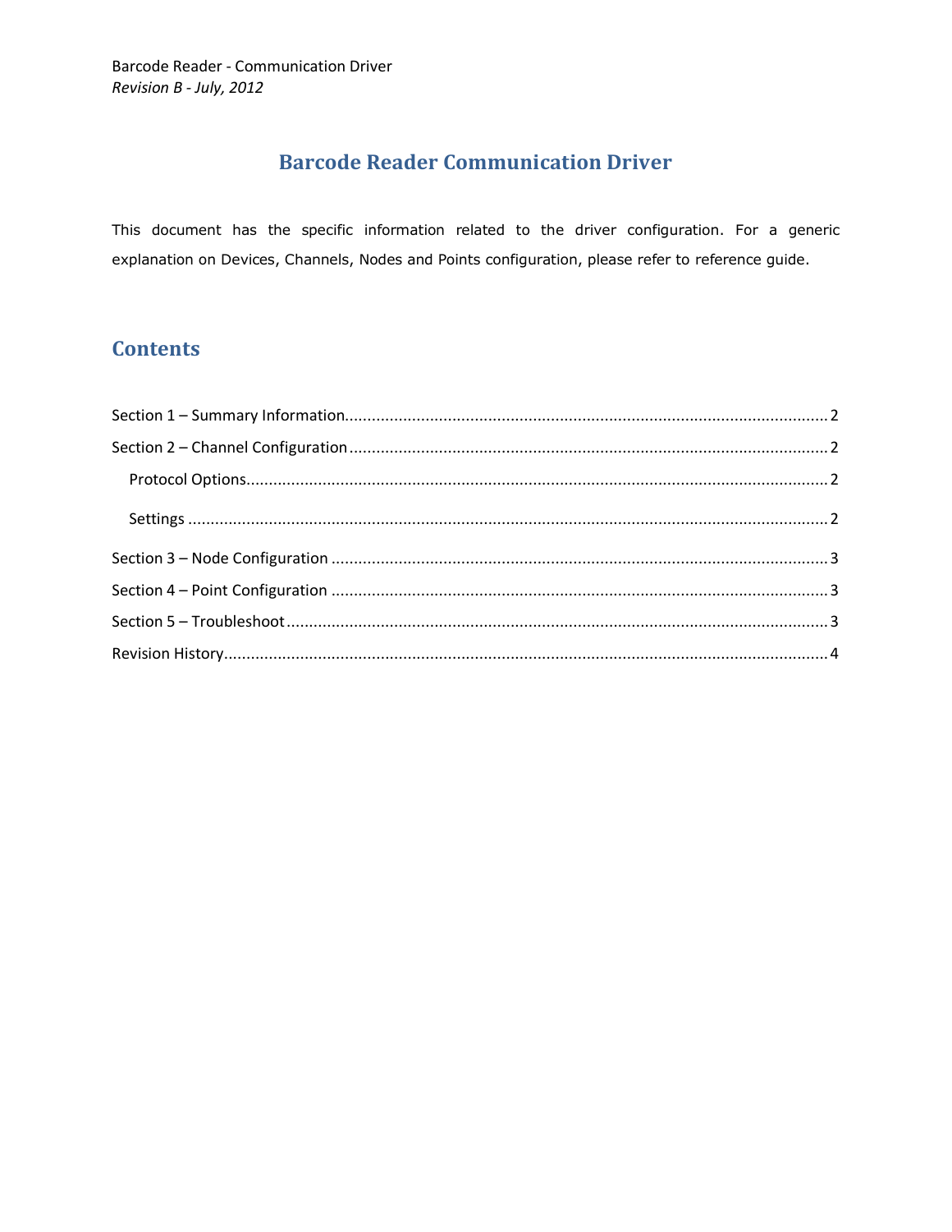Barcode Reader - Communication Driver
*Revision B - July, 2012*

# Barcode Reader Communication Driver

This document has the specific information related to the driver configuration. For a generic explanation on Devices, Channels, Nodes and Points configuration, please refer to reference guide.

## Contents

Section 1 – Summary Information ........ 2

Section 2 – Channel Configuration ........ 2

- Protocol Options ........ 2
- Settings ........ 2

Section 3 – Node Configuration ........ 3

Section 4 – Point Configuration ........ 3

Section 5 – Troubleshoot ........ 3

Revision History ........ 4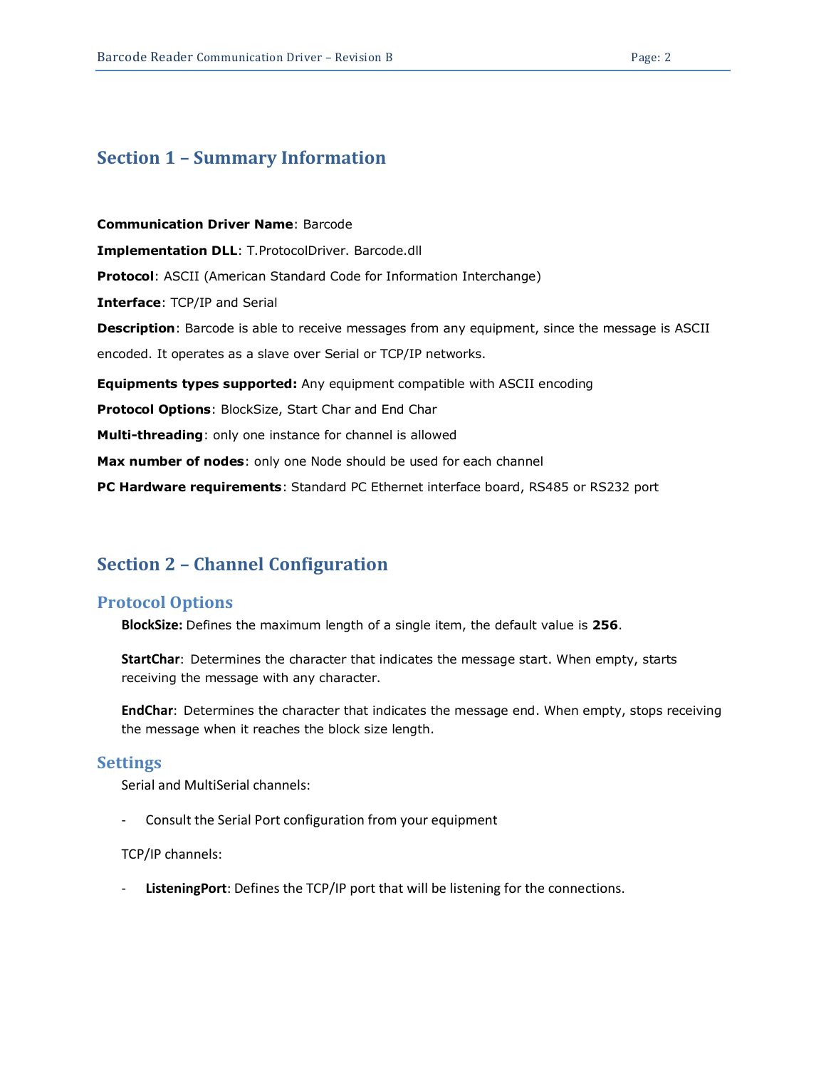# Section 1 – Summary Information

**Communication Driver Name**: Barcode

**Implementation DLL**: T.ProtocolDriver. Barcode.dll

**Protocol**: ASCII (American Standard Code for Information Interchange)

**Interface**: TCP/IP and Serial

**Description**: Barcode is able to receive messages from any equipment, since the message is ASCII encoded. It operates as a slave over Serial or TCP/IP networks.

**Equipments types supported:** Any equipment compatible with ASCII encoding

**Protocol Options**: BlockSize, Start Char and End Char

**Multi-threading**: only one instance for channel is allowed

**Max number of nodes**: only one Node should be used for each channel

**PC Hardware requirements**: Standard PC Ethernet interface board, RS485 or RS232 port

# Section 2 – Channel Configuration

## Protocol Options

**BlockSize:** Defines the maximum length of a single item, the default value is **256**.

**StartChar**: Determines the character that indicates the message start. When empty, starts receiving the message with any character.

**EndChar**: Determines the character that indicates the message end. When empty, stops receiving the message when it reaches the block size length.

## Settings

Serial and MultiSerial channels:

- Consult the Serial Port configuration from your equipment

TCP/IP channels:

- **ListeningPort**: Defines the TCP/IP port that will be listening for the connections.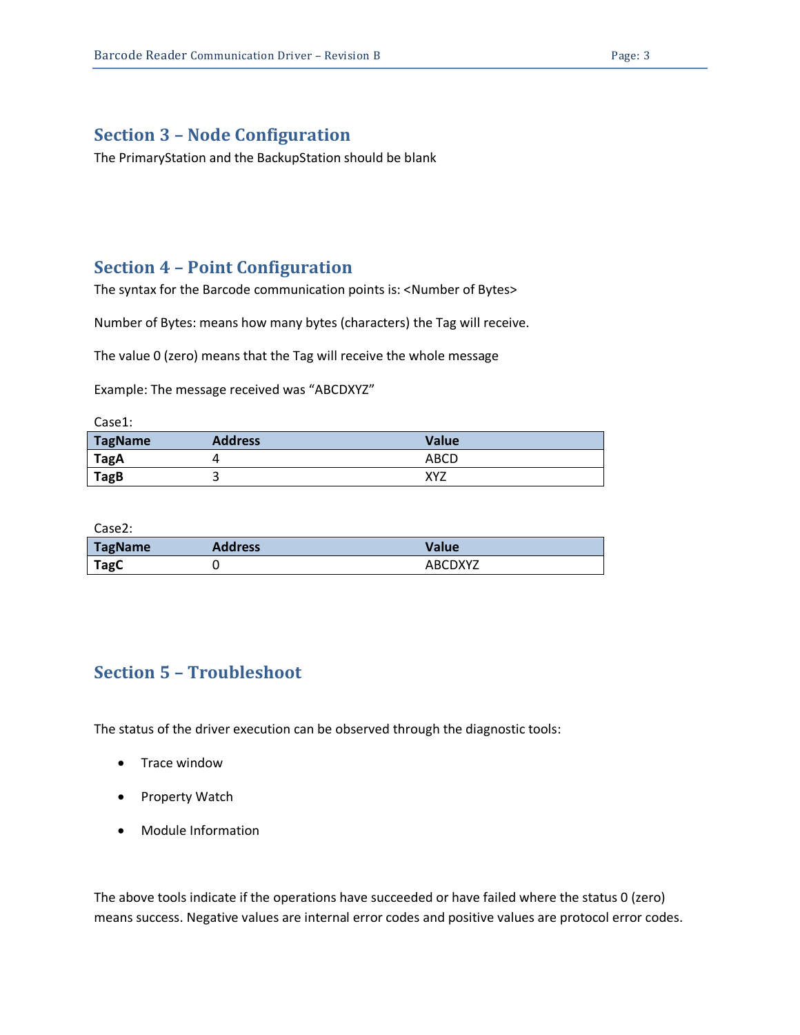## Section 3 – Node Configuration

The PrimaryStation and the BackupStation should be blank

## Section 4 – Point Configuration

The syntax for the Barcode communication points is: <Number of Bytes>

Number of Bytes: means how many bytes (characters) the Tag will receive.

The value 0 (zero) means that the Tag will receive the whole message

Example: The message received was “ABCDXYZ”

Case1:

| TagName | Address | Value |
|---|---|---|
| **TagA** | 4 | ABCD |
| **TagB** | 3 | XYZ |

Case2:

| TagName | Address | Value |
|---|---|---|
| **TagC** | 0 | ABCDXYZ |

## Section 5 – Troubleshoot

The status of the driver execution can be observed through the diagnostic tools:

- Trace window
- Property Watch
- Module Information

The above tools indicate if the operations have succeeded or have failed where the status 0 (zero) means success. Negative values are internal error codes and positive values are protocol error codes.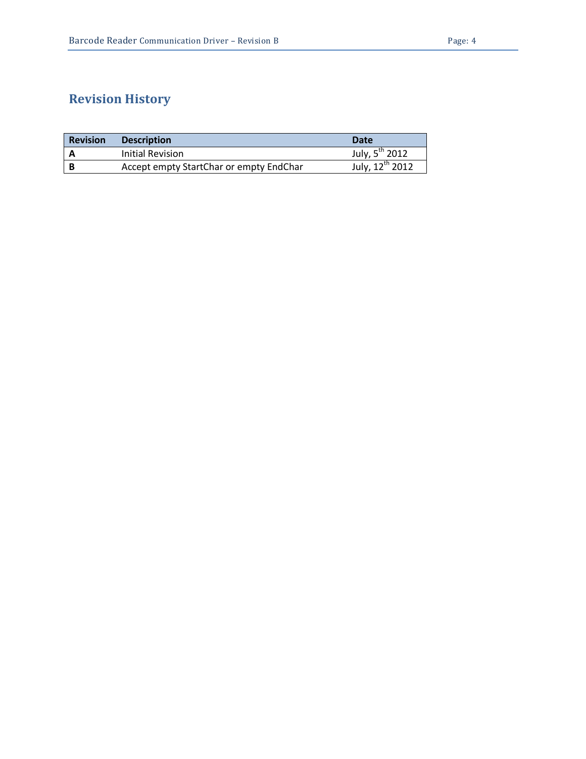## Revision History

| Revision | Description | Date |
|---|---|---|
| **A** | Initial Revision | July, 5th 2012 |
| **B** | Accept empty StartChar or empty EndChar | July, 12th 2012 |